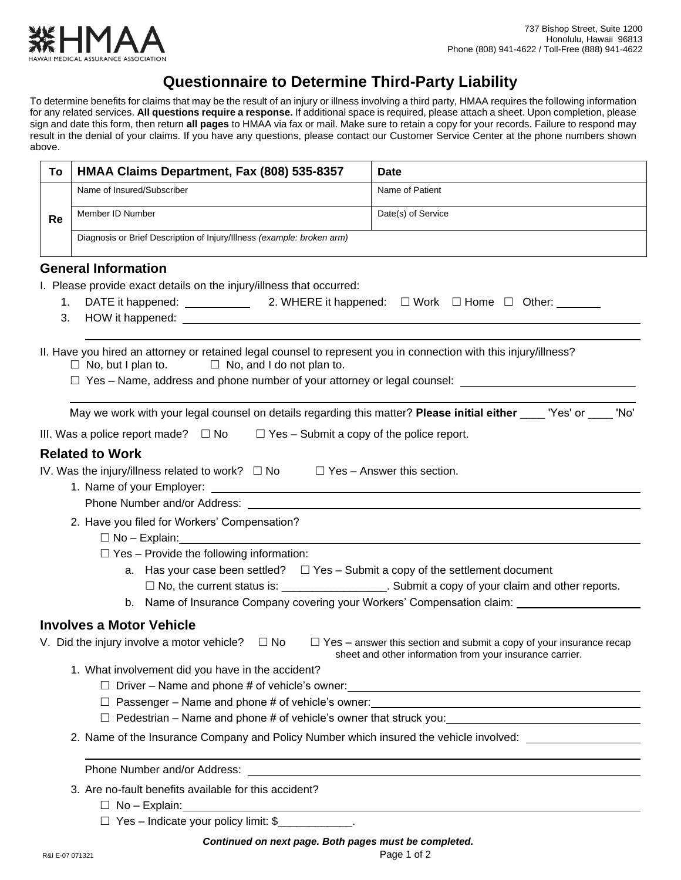HMAA
HAWAII MEDICAL ASSURANCE ASSOCIATION

737 Bishop Street, Suite 1200
Honolulu, Hawaii 96813
Phone (808) 941-4622 / Toll-Free (888) 941-4622

# Questionnaire to Determine Third-Party Liability

To determine benefits for claims that may be the result of an injury or illness involving a third party, HMAA requires the following information for any related services. **All questions require a response.** If additional space is required, please attach a sheet. Upon completion, please sign and date this form, then return **all pages** to HMAA via fax or mail. Make sure to retain a copy for your records. Failure to respond may result in the denial of your claims. If you have any questions, please contact our Customer Service Center at the phone numbers shown above.

| To | HMAA Claims Department, Fax (808) 535-8357 | Date |
|---|---|---|
| Re | Name of Insured/Subscriber | Name of Patient |
| | Member ID Number | Date(s) of Service |
| | Diagnosis or Brief Description of Injury/Illness *(example: broken arm)* | |

## General Information

I. Please provide exact details on the injury/illness that occurred:

1. DATE it happened: ___________ 2. WHERE it happened: ☐ Work ☐ Home ☐ Other: _______
3. HOW it happened: ______________________________

II. Have you hired an attorney or retained legal counsel to represent you in connection with this injury/illness?
☐ No, but I plan to. ☐ No, and I do not plan to.
☐ Yes – Name, address and phone number of your attorney or legal counsel: ______________________________

May we work with your legal counsel on details regarding this matter? **Please initial either** ____ 'Yes' or ____ 'No'

III. Was a police report made? ☐ No ☐ Yes – Submit a copy of the police report.

## Related to Work

IV. Was the injury/illness related to work? ☐ No ☐ Yes – Answer this section.

1. Name of your Employer: ______________________________
   Phone Number and/or Address: ______________________________
2. Have you filed for Workers' Compensation?
   ☐ No – Explain: ______________________________
   ☐ Yes – Provide the following information:
   a. Has your case been settled? ☐ Yes – Submit a copy of the settlement document
      ☐ No, the current status is: _________________. Submit a copy of your claim and other reports.
   b. Name of Insurance Company covering your Workers' Compensation claim: ____________________

## Involves a Motor Vehicle

V. Did the injury involve a motor vehicle? ☐ No ☐ Yes – answer this section and submit a copy of your insurance recap sheet and other information from your insurance carrier.

1. What involvement did you have in the accident?
   ☐ Driver – Name and phone # of vehicle's owner: ______________________________
   ☐ Passenger – Name and phone # of vehicle's owner: ______________________________
   ☐ Pedestrian – Name and phone # of vehicle's owner that struck you: ______________________________
2. Name of the Insurance Company and Policy Number which insured the vehicle involved: ____________________
   Phone Number and/or Address: ______________________________
3. Are no-fault benefits available for this accident?
   ☐ No – Explain: ______________________________
   ☐ Yes – Indicate your policy limit: $____________.

***Continued on next page. Both pages must be completed.***

R&I E-07 071321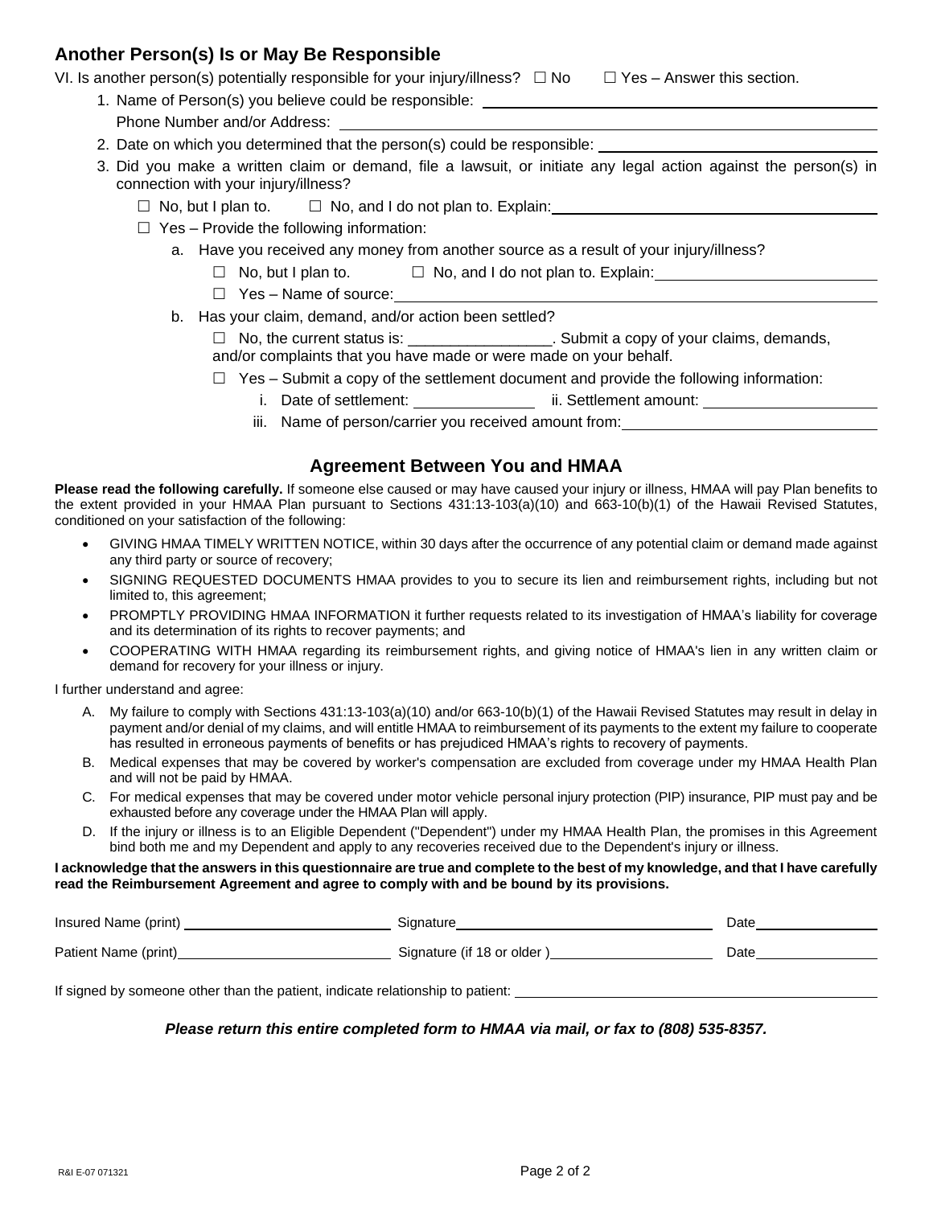## Another Person(s) Is or May Be Responsible

VI. Is another person(s) potentially responsible for your injury/illness? ☐ No ☐ Yes – Answer this section.

1. Name of Person(s) you believe could be responsible: ____________________
   Phone Number and/or Address: ____________________
2. Date on which you determined that the person(s) could be responsible: ____________________
3. Did you make a written claim or demand, file a lawsuit, or initiate any legal action against the person(s) in connection with your injury/illness?
   ☐ No, but I plan to. ☐ No, and I do not plan to. Explain: ____________________
   ☐ Yes – Provide the following information:
   a. Have you received any money from another source as a result of your injury/illness?
      ☐ No, but I plan to. ☐ No, and I do not plan to. Explain: ____________________
      ☐ Yes – Name of source: ____________________
   b. Has your claim, demand, and/or action been settled?
      ☐ No, the current status is: ________________. Submit a copy of your claims, demands, and/or complaints that you have made or were made on your behalf.
      ☐ Yes – Submit a copy of the settlement document and provide the following information:
         i. Date of settlement: ____________ ii. Settlement amount: ____________
         iii. Name of person/carrier you received amount from: ____________________

## Agreement Between You and HMAA

**Please read the following carefully.** If someone else caused or may have caused your injury or illness, HMAA will pay Plan benefits to the extent provided in your HMAA Plan pursuant to Sections 431:13-103(a)(10) and 663-10(b)(1) of the Hawaii Revised Statutes, conditioned on your satisfaction of the following:

- GIVING HMAA TIMELY WRITTEN NOTICE, within 30 days after the occurrence of any potential claim or demand made against any third party or source of recovery;
- SIGNING REQUESTED DOCUMENTS HMAA provides to you to secure its lien and reimbursement rights, including but not limited to, this agreement;
- PROMPTLY PROVIDING HMAA INFORMATION it further requests related to its investigation of HMAA's liability for coverage and its determination of its rights to recover payments; and
- COOPERATING WITH HMAA regarding its reimbursement rights, and giving notice of HMAA's lien in any written claim or demand for recovery for your illness or injury.

I further understand and agree:

A. My failure to comply with Sections 431:13-103(a)(10) and/or 663-10(b)(1) of the Hawaii Revised Statutes may result in delay in payment and/or denial of my claims, and will entitle HMAA to reimbursement of its payments to the extent my failure to cooperate has resulted in erroneous payments of benefits or has prejudiced HMAA's rights to recovery of payments.
B. Medical expenses that may be covered by worker's compensation are excluded from coverage under my HMAA Health Plan and will not be paid by HMAA.
C. For medical expenses that may be covered under motor vehicle personal injury protection (PIP) insurance, PIP must pay and be exhausted before any coverage under the HMAA Plan will apply.
D. If the injury or illness is to an Eligible Dependent ("Dependent") under my HMAA Health Plan, the promises in this Agreement bind both me and my Dependent and apply to any recoveries received due to the Dependent's injury or illness.

**I acknowledge that the answers in this questionnaire are true and complete to the best of my knowledge, and that I have carefully read the Reimbursement Agreement and agree to comply with and be bound by its provisions.**

Insured Name (print) ____________________ Signature ____________________ Date ____________

Patient Name (print) ____________________ Signature (if 18 or older ) ____________________ Date ____________

If signed by someone other than the patient, indicate relationship to patient: ____________________

***Please return this entire completed form to HMAA via mail, or fax to (808) 535-8357.***

R&I E-07 071321